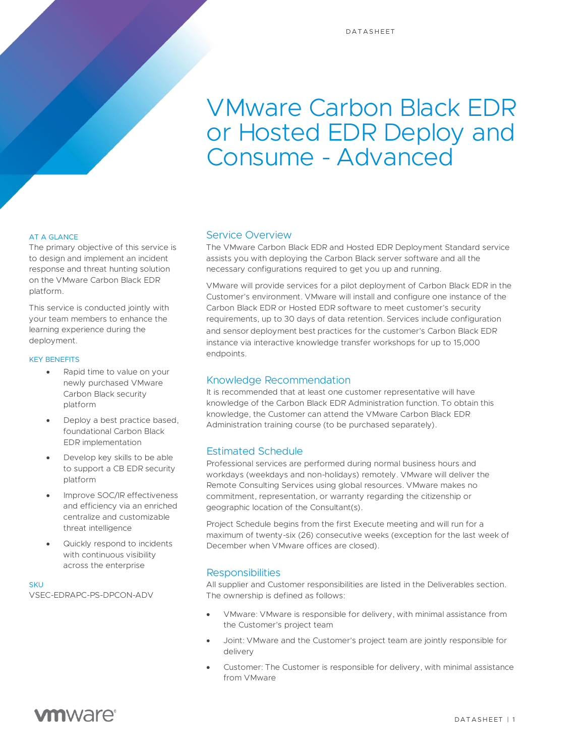# VMware Carbon Black EDR or Hosted EDR Deploy and Consume - Advanced

### AT A GLANCE

The primary objective of this service is to design and implement an incident response and threat hunting solution on the VMware Carbon Black EDR platform.

This service is conducted jointly with your team members to enhance the learning experience during the deployment.

### KEY BENEFITS

- Rapid time to value on your newly purchased VMware Carbon Black security platform
- Deploy a best practice based, foundational Carbon Black EDR implementation
- Develop key skills to be able to support a CB EDR security platform
- Improve SOC/IR effectiveness and efficiency via an enriched centralize and customizable threat intelligence
- Quickly respond to incidents with continuous visibility across the enterprise

### SKU

VSEC-EDRAPC-PS-DPCON-ADV

## Service Overview

The VMware Carbon Black EDR and Hosted EDR Deployment Standard service assists you with deploying the Carbon Black server software and all the necessary configurations required to get you up and running.

VMware will provide services for a pilot deployment of Carbon Black EDR in the Customer's environment. VMware will install and configure one instance of the Carbon Black EDR or Hosted EDR software to meet customer's security requirements, up to 30 days of data retention. Services include configuration and sensor deployment best practices for the customer's Carbon Black EDR instance via interactive knowledge transfer workshops for up to 15,000 endpoints.

## Knowledge Recommendation

It is recommended that at least one customer representative will have knowledge of the Carbon Black EDR Administration function. To obtain this knowledge, the Customer can attend the VMware Carbon Black EDR Administration training course (to be purchased separately).

## Estimated Schedule

Professional services are performed during normal business hours and workdays (weekdays and non-holidays) remotely. VMware will deliver the Remote Consulting Services using global resources. VMware makes no commitment, representation, or warranty regarding the citizenship or geographic location of the Consultant(s).

Project Schedule begins from the first Execute meeting and will run for a maximum of twenty-six (26) consecutive weeks (exception for the last week of December when VMware offices are closed).

## Responsibilities

All supplier and Customer responsibilities are listed in the Deliverables section. The ownership is defined as follows:

- VMware: VMware is responsible for delivery, with minimal assistance from the Customer's project team
- Joint: VMware and the Customer's project team are jointly responsible for delivery
- Customer: The Customer is responsible for delivery, with minimal assistance from VMware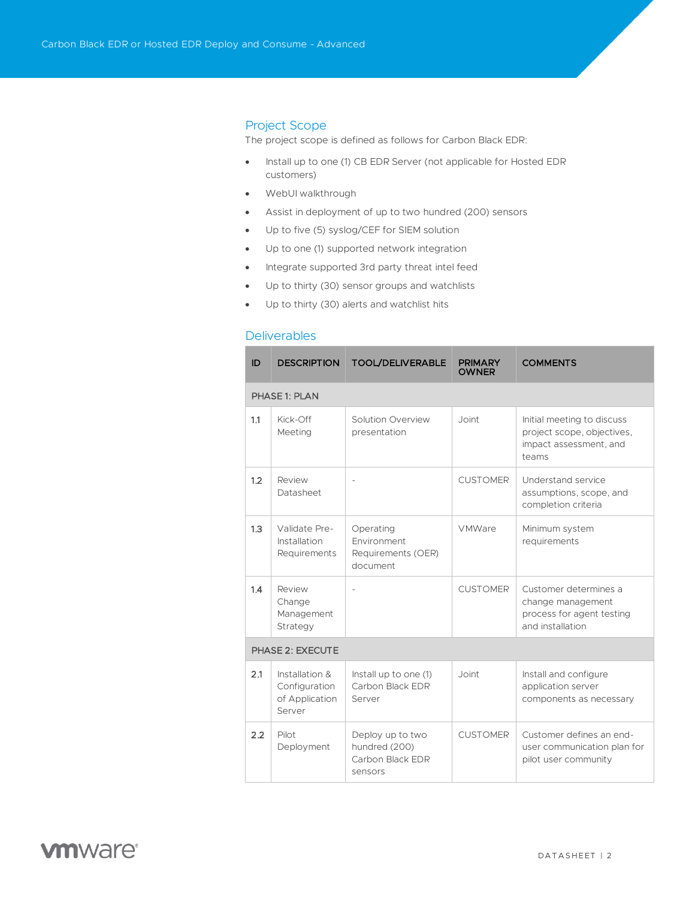## Project Scope

The project scope is defined as follows for Carbon Black EDR:

- Install up to one (1) CB EDR Server (not applicable for Hosted EDR customers)
- WebUI walkthrough
- Assist in deployment of up to two hundred (200) sensors
- Up to five (5) syslog/CEF for SIEM solution
- Up to one (1) supported network integration
- Integrate supported 3rd party threat intel feed
- Up to thirty (30) sensor groups and watchlists
- Up to thirty (30) alerts and watchlist hits

## Deliverables

| ID | DESCRIPTION | TOOL/DELIVERABLE | PRIMARY OWNER | COMMENTS |
|---|---|---|---|---|
| PHASE 1: PLAN | | | | |
| 1.1 | Kick-Off Meeting | Solution Overview presentation | Joint | Initial meeting to discuss project scope, objectives, impact assessment, and teams |
| 1.2 | Review Datasheet | - | CUSTOMER | Understand service assumptions, scope, and completion criteria |
| 1.3 | Validate Pre-Installation Requirements | Operating Environment Requirements (OER) document | VMWare | Minimum system requirements |
| 1.4 | Review Change Management Strategy | - | CUSTOMER | Customer determines a change management process for agent testing and installation |
| PHASE 2: EXECUTE | | | | |
| 2.1 | Installation & Configuration of Application Server | Install up to one (1) Carbon Black EDR Server | Joint | Install and configure application server components as necessary |
| 2.2 | Pilot Deployment | Deploy up to two hundred (200) Carbon Black EDR sensors | CUSTOMER | Customer defines an end-user communication plan for pilot user community |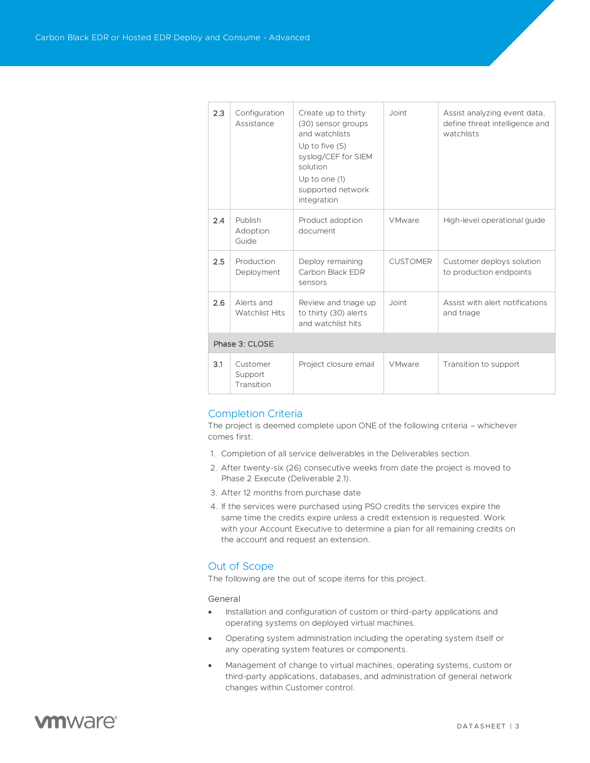| | | | | |
|---|---|---|---|---|
| 2.3 | Configuration Assistance | Create up to thirty (30) sensor groups and watchlists<br>Up to five (5) syslog/CEF for SIEM solution<br>Up to one (1) supported network integration | Joint | Assist analyzing event data, define threat intelligence and watchlists |
| 2.4 | Publish Adoption Guide | Product adoption document | VMware | High-level operational guide |
| 2.5 | Production Deployment | Deploy remaining Carbon Black EDR sensors | CUSTOMER | Customer deploys solution to production endpoints |
| 2.6 | Alerts and Watchlist Hits | Review and triage up to thirty (30) alerts and watchlist hits | Joint | Assist with alert notifications and triage |
| Phase 3: CLOSE | | | | |
| 3.1 | Customer Support Transition | Project closure email | VMware | Transition to support |

## Completion Criteria

The project is deemed complete upon ONE of the following criteria – whichever comes first:

1. Completion of all service deliverables in the Deliverables section.
2. After twenty-six (26) consecutive weeks from date the project is moved to Phase 2 Execute (Deliverable 2.1).
3. After 12 months from purchase date
4. If the services were purchased using PSO credits the services expire the same time the credits expire unless a credit extension is requested. Work with your Account Executive to determine a plan for all remaining credits on the account and request an extension.

## Out of Scope

The following are the out of scope items for this project.

### General

- Installation and configuration of custom or third-party applications and operating systems on deployed virtual machines.
- Operating system administration including the operating system itself or any operating system features or components.
- Management of change to virtual machines, operating systems, custom or third-party applications, databases, and administration of general network changes within Customer control.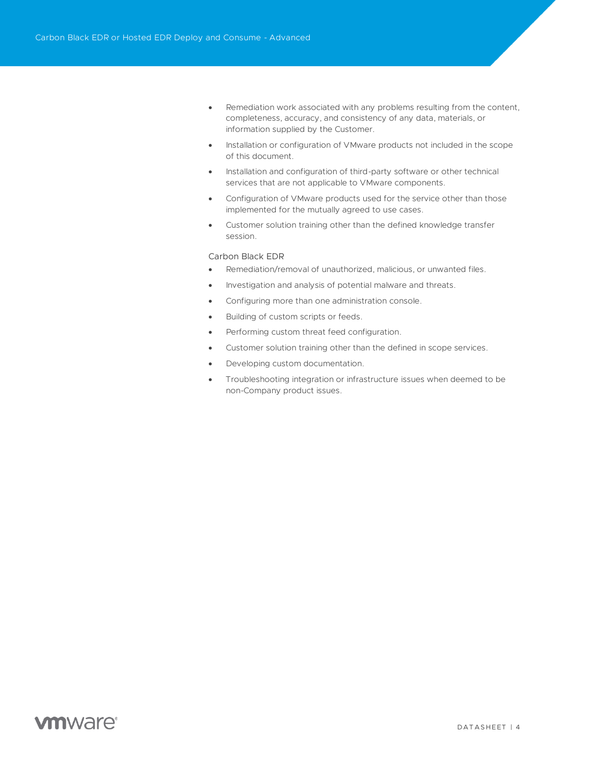- Remediation work associated with any problems resulting from the content, completeness, accuracy, and consistency of any data, materials, or information supplied by the Customer.
- Installation or configuration of VMware products not included in the scope of this document.
- Installation and configuration of third-party software or other technical services that are not applicable to VMware components.
- Configuration of VMware products used for the service other than those implemented for the mutually agreed to use cases.
- Customer solution training other than the defined knowledge transfer session.

Carbon Black EDR

- Remediation/removal of unauthorized, malicious, or unwanted files.
- Investigation and analysis of potential malware and threats.
- Configuring more than one administration console.
- Building of custom scripts or feeds.
- Performing custom threat feed configuration.
- Customer solution training other than the defined in scope services.
- Developing custom documentation.
- Troubleshooting integration or infrastructure issues when deemed to be non-Company product issues.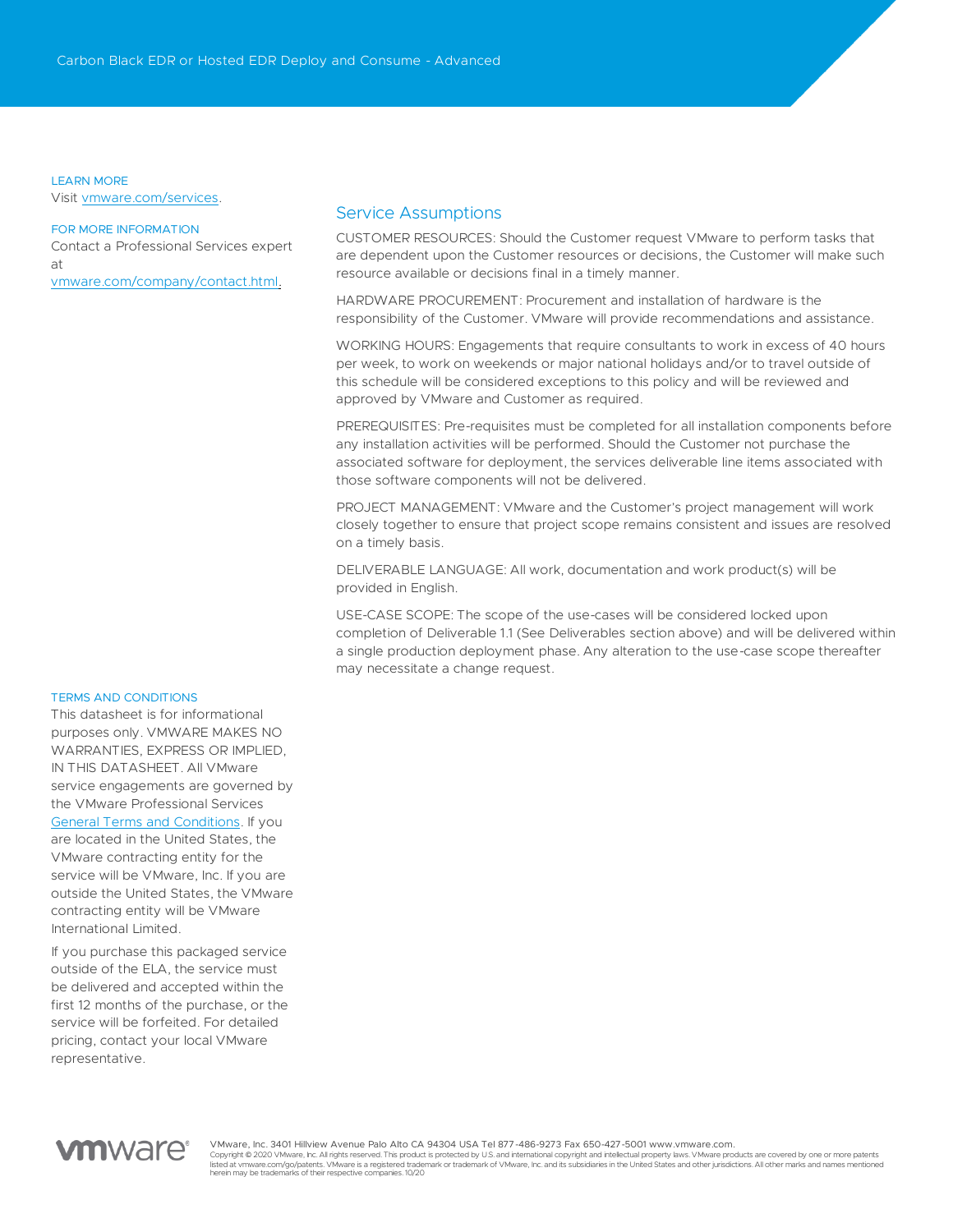## Service Assumptions

CUSTOMER RESOURCES: Should the Customer request VMware to perform tasks that are dependent upon the Customer resources or decisions, the Customer will make such resource available or decisions final in a timely manner.

HARDWARE PROCUREMENT: Procurement and installation of hardware is the responsibility of the Customer. VMware will provide recommendations and assistance.

WORKING HOURS: Engagements that require consultants to work in excess of 40 hours per week, to work on weekends or major national holidays and/or to travel outside of this schedule will be considered exceptions to this policy and will be reviewed and approved by VMware and Customer as required.

PREREQUISITES: Pre-requisites must be completed for all installation components before any installation activities will be performed. Should the Customer not purchase the associated software for deployment, the services deliverable line items associated with those software components will not be delivered.

PROJECT MANAGEMENT: VMware and the Customer's project management will work closely together to ensure that project scope remains consistent and issues are resolved on a timely basis.

DELIVERABLE LANGUAGE: All work, documentation and work product(s) will be provided in English.

USE-CASE SCOPE: The scope of the use-cases will be considered locked upon completion of Deliverable 1.1 (See Deliverables section above) and will be delivered within a single production deployment phase. Any alteration to the use-case scope thereafter may necessitate a change request.

LEARN MORE

Visit vmware.com/services.

FOR MORE INFORMATION

Contact a Professional Services expert at vmware.com/company/contact.html.

TERMS AND CONDITIONS

This datasheet is for informational purposes only. VMWARE MAKES NO WARRANTIES, EXPRESS OR IMPLIED, IN THIS DATASHEET. All VMware service engagements are governed by the VMware Professional Services General Terms and Conditions. If you are located in the United States, the VMware contracting entity for the service will be VMware, Inc. If you are outside the United States, the VMware contracting entity will be VMware International Limited.

If you purchase this packaged service outside of the ELA, the service must be delivered and accepted within the first 12 months of the purchase, or the service will be forfeited. For detailed pricing, contact your local VMware representative.

VMware, Inc. 3401 Hillview Avenue Palo Alto CA 94304 USA Tel 877-486-9273 Fax 650-427-5001 www.vmware.com.
Copyright © 2020 VMware, Inc. All rights reserved. This product is protected by U.S. and international copyright and intellectual property laws. VMware products are covered by one or more patents listed at vmware.com/go/patents. VMware is a registered trademark or trademark of VMware, Inc. and its subsidiaries in the United States and other jurisdictions. All other marks and names mentioned herein may be trademarks of their respective companies. 10/20